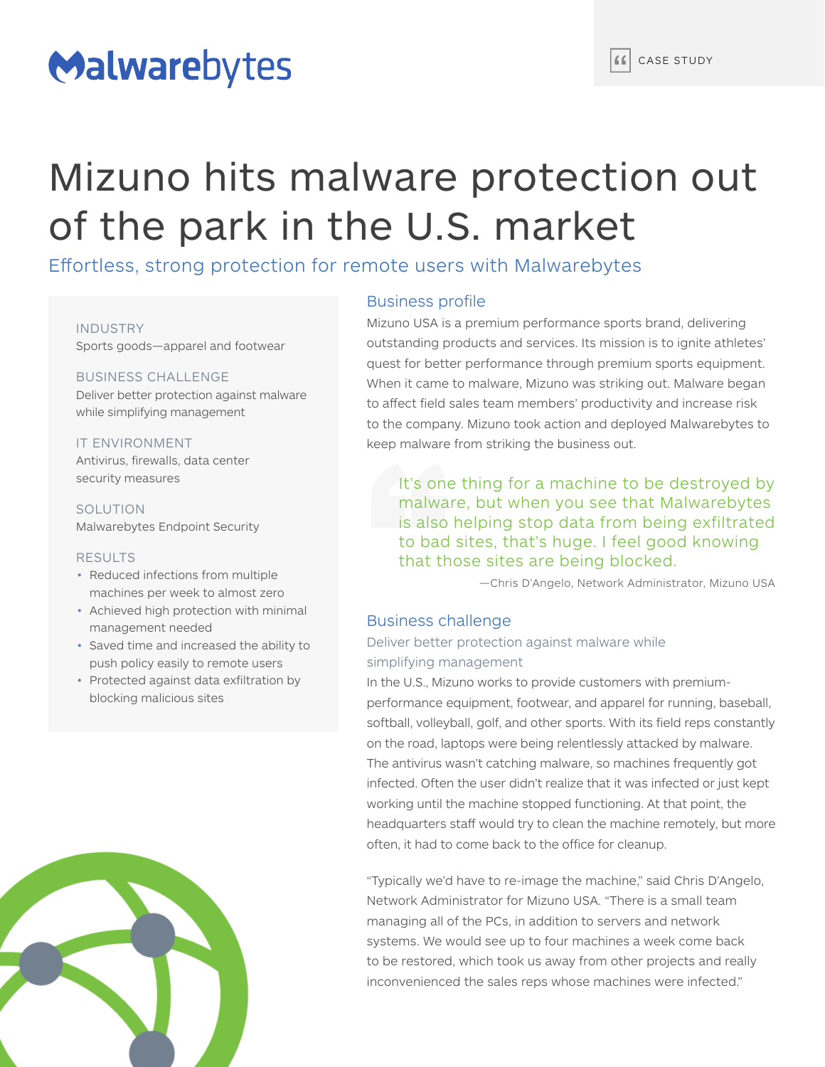Malwarebytes

CASE STUDY

# Mizuno hits malware protection out of the park in the U.S. market

## Effortless, strong protection for remote users with Malwarebytes

**INDUSTRY**
Sports goods—apparel and footwear

**BUSINESS CHALLENGE**
Deliver better protection against malware while simplifying management

**IT ENVIRONMENT**
Antivirus, firewalls, data center security measures

**SOLUTION**
Malwarebytes Endpoint Security

**RESULTS**

- Reduced infections from multiple machines per week to almost zero
- Achieved high protection with minimal management needed
- Saved time and increased the ability to push policy easily to remote users
- Protected against data exfiltration by blocking malicious sites

### Business profile

Mizuno USA is a premium performance sports brand, delivering outstanding products and services. Its mission is to ignite athletes' quest for better performance through premium sports equipment. When it came to malware, Mizuno was striking out. Malware began to affect field sales team members' productivity and increase risk to the company. Mizuno took action and deployed Malwarebytes to keep malware from striking the business out.

> It's one thing for a machine to be destroyed by malware, but when you see that Malwarebytes is also helping stop data from being exfiltrated to bad sites, that's huge. I feel good knowing that those sites are being blocked.
>
> —Chris D'Angelo, Network Administrator, Mizuno USA

### Business challenge

#### Deliver better protection against malware while simplifying management

In the U.S., Mizuno works to provide customers with premium-performance equipment, footwear, and apparel for running, baseball, softball, volleyball, golf, and other sports. With its field reps constantly on the road, laptops were being relentlessly attacked by malware. The antivirus wasn't catching malware, so machines frequently got infected. Often the user didn't realize that it was infected or just kept working until the machine stopped functioning. At that point, the headquarters staff would try to clean the machine remotely, but more often, it had to come back to the office for cleanup.

"Typically we'd have to re-image the machine," said Chris D'Angelo, Network Administrator for Mizuno USA. "There is a small team managing all of the PCs, in addition to servers and network systems. We would see up to four machines a week come back to be restored, which took us away from other projects and really inconvenienced the sales reps whose machines were infected."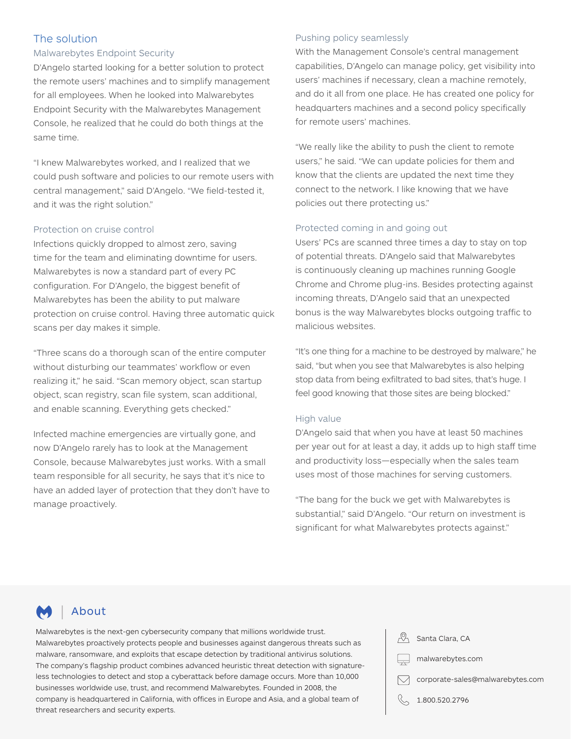## The solution

### Malwarebytes Endpoint Security

D'Angelo started looking for a better solution to protect the remote users' machines and to simplify management for all employees. When he looked into Malwarebytes Endpoint Security with the Malwarebytes Management Console, he realized that he could do both things at the same time.

"I knew Malwarebytes worked, and I realized that we could push software and policies to our remote users with central management," said D'Angelo. "We field-tested it, and it was the right solution."

### Protection on cruise control

Infections quickly dropped to almost zero, saving time for the team and eliminating downtime for users. Malwarebytes is now a standard part of every PC configuration. For D'Angelo, the biggest benefit of Malwarebytes has been the ability to put malware protection on cruise control. Having three automatic quick scans per day makes it simple.

"Three scans do a thorough scan of the entire computer without disturbing our teammates' workflow or even realizing it," he said. "Scan memory object, scan startup object, scan registry, scan file system, scan additional, and enable scanning. Everything gets checked."

Infected machine emergencies are virtually gone, and now D'Angelo rarely has to look at the Management Console, because Malwarebytes just works. With a small team responsible for all security, he says that it's nice to have an added layer of protection that they don't have to manage proactively.

### Pushing policy seamlessly

With the Management Console's central management capabilities, D'Angelo can manage policy, get visibility into users' machines if necessary, clean a machine remotely, and do it all from one place. He has created one policy for headquarters machines and a second policy specifically for remote users' machines.

"We really like the ability to push the client to remote users," he said. "We can update policies for them and know that the clients are updated the next time they connect to the network. I like knowing that we have policies out there protecting us."

### Protected coming in and going out

Users' PCs are scanned three times a day to stay on top of potential threats. D'Angelo said that Malwarebytes is continuously cleaning up machines running Google Chrome and Chrome plug-ins. Besides protecting against incoming threats, D'Angelo said that an unexpected bonus is the way Malwarebytes blocks outgoing traffic to malicious websites.

"It's one thing for a machine to be destroyed by malware," he said, "but when you see that Malwarebytes is also helping stop data from being exfiltrated to bad sites, that's huge. I feel good knowing that those sites are being blocked."

### High value

D'Angelo said that when you have at least 50 machines per year out for at least a day, it adds up to high staff time and productivity loss—especially when the sales team uses most of those machines for serving customers.

"The bang for the buck we get with Malwarebytes is substantial," said D'Angelo. "Our return on investment is significant for what Malwarebytes protects against."

## About

Malwarebytes is the next-gen cybersecurity company that millions worldwide trust. Malwarebytes proactively protects people and businesses against dangerous threats such as malware, ransomware, and exploits that escape detection by traditional antivirus solutions. The company's flagship product combines advanced heuristic threat detection with signature-less technologies to detect and stop a cyberattack before damage occurs. More than 10,000 businesses worldwide use, trust, and recommend Malwarebytes. Founded in 2008, the company is headquartered in California, with offices in Europe and Asia, and a global team of threat researchers and security experts.

Santa Clara, CA

malwarebytes.com

corporate-sales@malwarebytes.com

1.800.520.2796